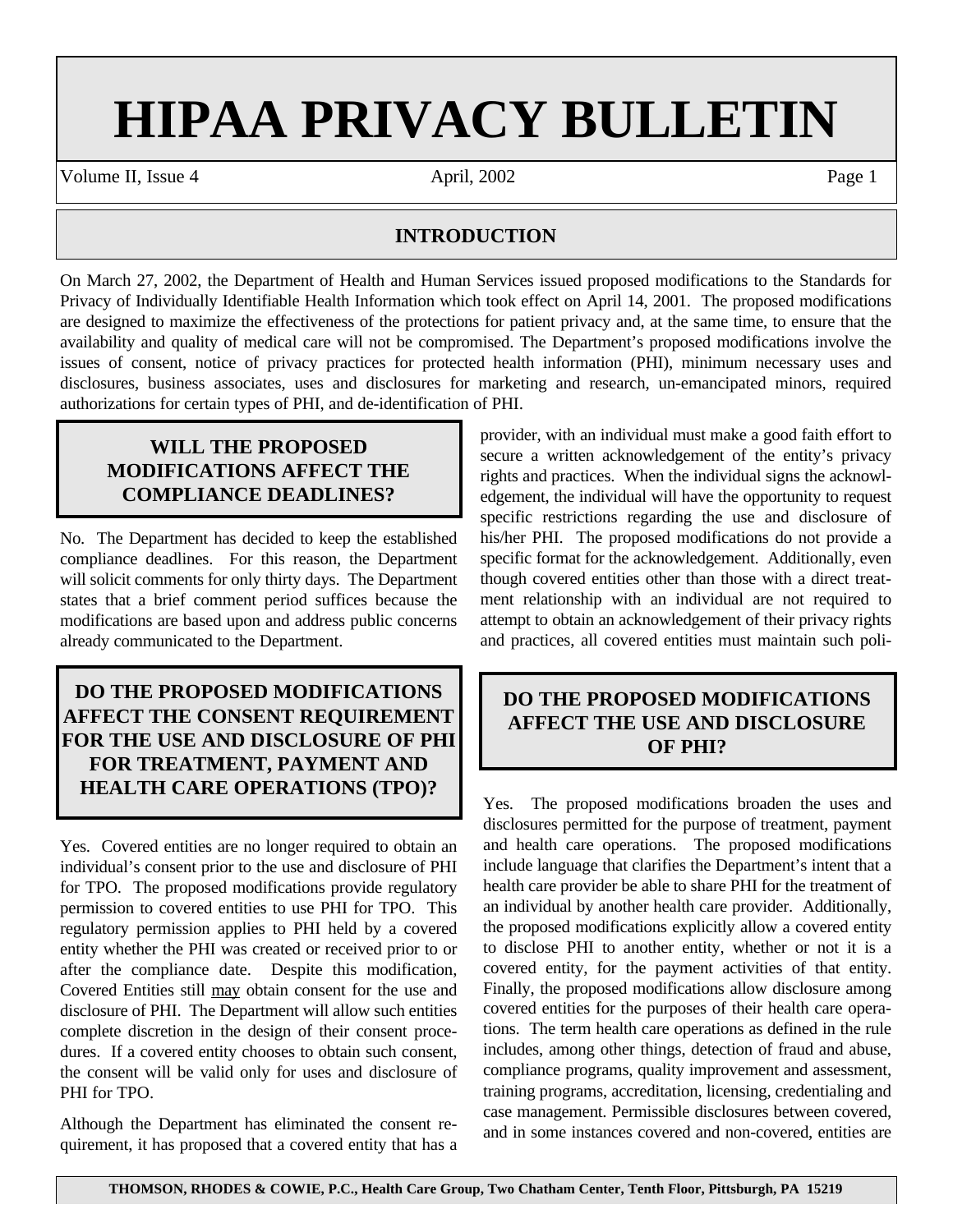# HIPAA PRIVACY BULLETIN

## INTRODUCTION

On March 27, 2002, the Department of Health and Human Services issued proposed modifications to the Standards for Privacy of Individually Identifiable Health Information which took effect on April 14, 2001. The proposed modifications are designed to maximize the effectiveness of the protections for patient privacy and, at the same time, to ensure that the availability and quality of medical care will not be compromised. The Department's proposed modifications involve the issues of consent, notice of privacy practices for protected health information (PHI), minimum necessary uses and disclosures, business associates, uses and disclosures for marketing and research, un-emancipated minors, required authorizations for certain types of PHI, and de-identification of PHI.

## WILL THE PROPOSED MODIFICATIONS AFFECT THE COMPLIANCE DEADLINES?

No. The Department has decided to keep the established compliance deadlines. For this reason, the Department will solicit comments for only thirty days. The Department states that a brief comment period suffices because the modifications are based upon and address public concerns already communicated to the Department.

## DO THE PROPOSED MODIFICATIONS AFFECT THE CONSENT REQUIREMENT FOR THE USE AND DISCLOSURE OF PHI FOR TREATMENT, PAYMENT AND HEALTH CARE OPERATIONS (TPO)?

Yes. Covered entities are no longer required to obtain an individual's consent prior to the use and disclosure of PHI for TPO. The proposed modifications provide regulatory permission to covered entities to use PHI for TPO. This regulatory permission applies to PHI held by a covered entity whether the PHI was created or received prior to or after the compliance date. Despite this modification, Covered Entities still <u>may</u> obtain consent for the use and disclosure of PHI. The Department will allow such entities complete discretion in the design of their consent procedures. If a covered entity chooses to obtain such consent, the consent will be valid only for uses and disclosure of PHI for TPO.

Although the Department has eliminated the consent requirement, it has proposed that a covered entity that has a provider, with an individual must make a good faith effort to secure a written acknowledgement of the entity's privacy rights and practices. When the individual signs the acknowledgement, the individual will have the opportunity to request specific restrictions regarding the use and disclosure of his/her PHI. The proposed modifications do not provide a specific format for the acknowledgement. Additionally, even though covered entities other than those with a direct treatment relationship with an individual are not required to attempt to obtain an acknowledgement of their privacy rights and practices, all covered entities must maintain such poli-

## DO THE PROPOSED MODIFICATIONS AFFECT THE USE AND DISCLOSURE OF PHI?

Yes. The proposed modifications broaden the uses and disclosures permitted for the purpose of treatment, payment and health care operations. The proposed modifications include language that clarifies the Department's intent that a health care provider be able to share PHI for the treatment of an individual by another health care provider. Additionally, the proposed modifications explicitly allow a covered entity to disclose PHI to another entity, whether or not it is a covered entity, for the payment activities of that entity. Finally, the proposed modifications allow disclosure among covered entities for the purposes of their health care operations. The term health care operations as defined in the rule includes, among other things, detection of fraud and abuse, compliance programs, quality improvement and assessment, training programs, accreditation, licensing, credentialing and case management. Permissible disclosures between covered, and in some instances covered and non-covered, entities are

THOMSON, RHODES & COWIE, P.C., Health Care Group, Two Chatham Center, Tenth Floor, Pittsburgh, PA 15219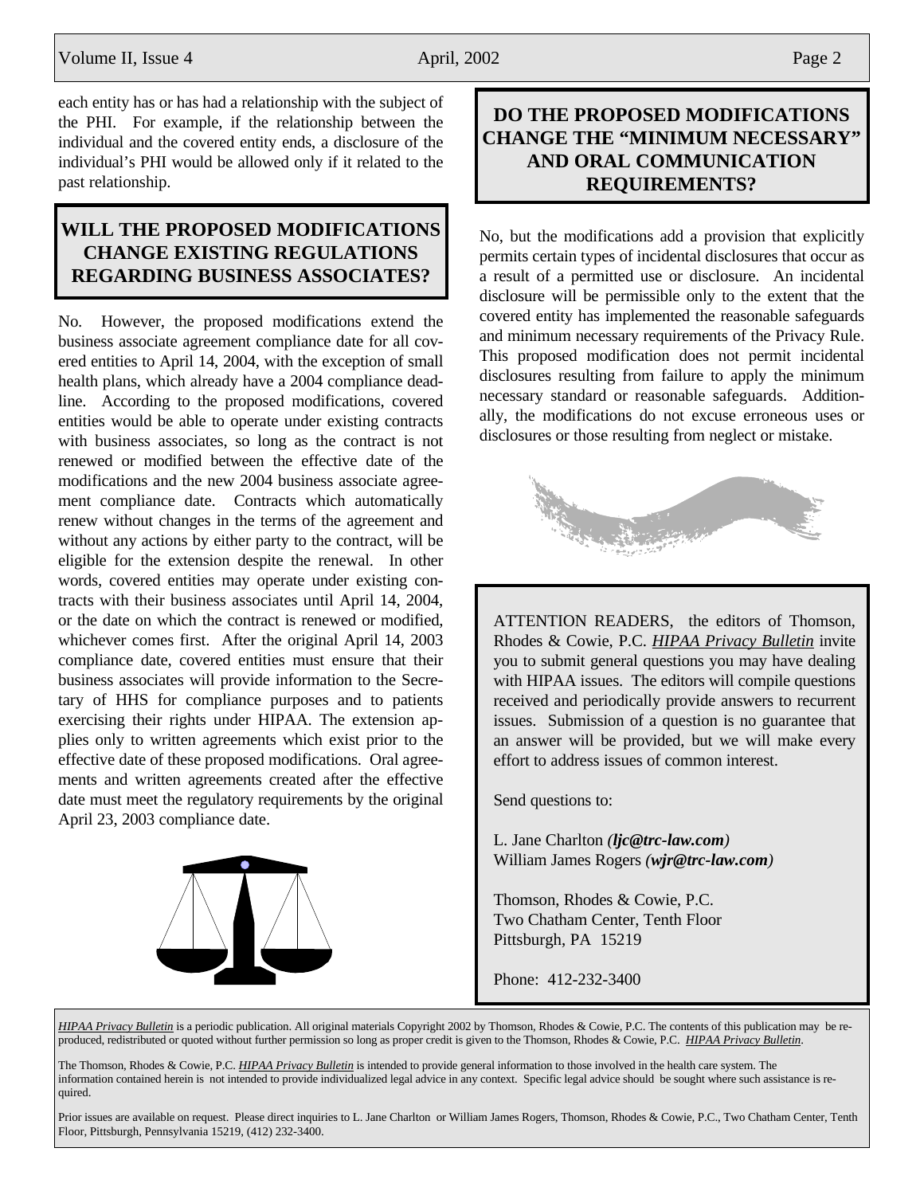each entity has or has had a relationship with the subject of the PHI. For example, if the relationship between the individual and the covered entity ends, a disclosure of the individual's PHI would be allowed only if it related to the past relationship.

## WILL THE PROPOSED MODIFICATIONS CHANGE EXISTING REGULATIONS REGARDING BUSINESS ASSOCIATES?

No. However, the proposed modifications extend the business associate agreement compliance date for all covered entities to April 14, 2004, with the exception of small health plans, which already have a 2004 compliance deadline. According to the proposed modifications, covered entities would be able to operate under existing contracts with business associates, so long as the contract is not renewed or modified between the effective date of the modifications and the new 2004 business associate agreement compliance date. Contracts which automatically renew without changes in the terms of the agreement and without any actions by either party to the contract, will be eligible for the extension despite the renewal. In other words, covered entities may operate under existing contracts with their business associates until April 14, 2004, or the date on which the contract is renewed or modified, whichever comes first. After the original April 14, 2003 compliance date, covered entities must ensure that their business associates will provide information to the Secretary of HHS for compliance purposes and to patients exercising their rights under HIPAA. The extension applies only to written agreements which exist prior to the effective date of these proposed modifications. Oral agreements and written agreements created after the effective date must meet the regulatory requirements by the original April 23, 2003 compliance date.

## DO THE PROPOSED MODIFICATIONS CHANGE THE "MINIMUM NECESSARY" AND ORAL COMMUNICATION REQUIREMENTS?

No, but the modifications add a provision that explicitly permits certain types of incidental disclosures that occur as a result of a permitted use or disclosure. An incidental disclosure will be permissible only to the extent that the covered entity has implemented the reasonable safeguards and minimum necessary requirements of the Privacy Rule. This proposed modification does not permit incidental disclosures resulting from failure to apply the minimum necessary standard or reasonable safeguards. Additionally, the modifications do not excuse erroneous uses or disclosures or those resulting from neglect or mistake.

ATTENTION READERS, the editors of Thomson, Rhodes & Cowie, P.C. *HIPAA Privacy Bulletin* invite you to submit general questions you may have dealing with HIPAA issues. The editors will compile questions received and periodically provide answers to recurrent issues. Submission of a question is no guarantee that an answer will be provided, but we will make every effort to address issues of common interest.

Send questions to:

L. Jane Charlton *(**ljc@trc-law.com**)*
William James Rogers *(**wjr@trc-law.com**)*

Thomson, Rhodes & Cowie, P.C.
Two Chatham Center, Tenth Floor
Pittsburgh, PA 15219

Phone: 412-232-3400

*HIPAA Privacy Bulletin* is a periodic publication. All original materials Copyright 2002 by Thomson, Rhodes & Cowie, P.C. The contents of this publication may be reproduced, redistributed or quoted without further permission so long as proper credit is given to the Thomson, Rhodes & Cowie, P.C. *HIPAA Privacy Bulletin*.

The Thomson, Rhodes & Cowie, P.C. *HIPAA Privacy Bulletin* is intended to provide general information to those involved in the health care system. The information contained herein is not intended to provide individualized legal advice in any context. Specific legal advice should be sought where such assistance is required.

Prior issues are available on request. Please direct inquiries to L. Jane Charlton or William James Rogers, Thomson, Rhodes & Cowie, P.C., Two Chatham Center, Tenth Floor, Pittsburgh, Pennsylvania 15219, (412) 232-3400.